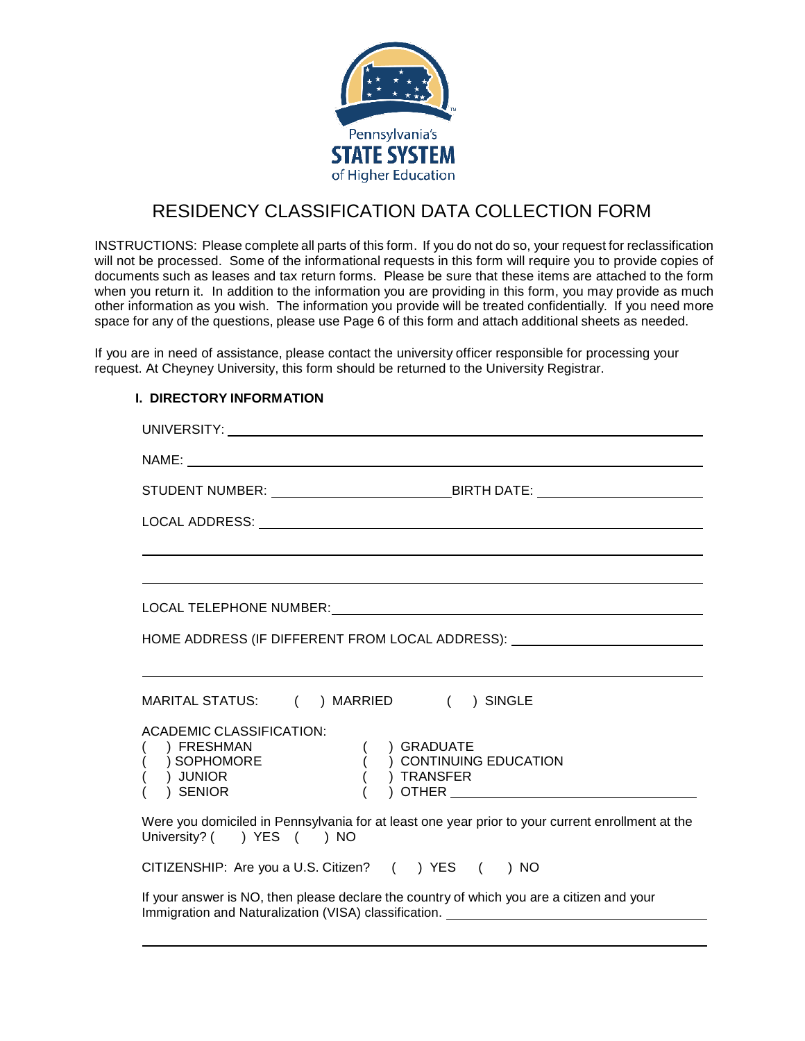Pennsylvania's STATE SYSTEM of Higher Education

# RESIDENCY CLASSIFICATION DATA COLLECTION FORM

INSTRUCTIONS: Please complete all parts of this form. If you do not do so, your request for reclassification will not be processed. Some of the informational requests in this form will require you to provide copies of documents such as leases and tax return forms. Please be sure that these items are attached to the form when you return it. In addition to the information you are providing in this form, you may provide as much other information as you wish. The information you provide will be treated confidentially. If you need more space for any of the questions, please use Page 6 of this form and attach additional sheets as needed.

If you are in need of assistance, please contact the university officer responsible for processing your request. At Cheyney University, this form should be returned to the University Registrar.

### I. DIRECTORY INFORMATION

UNIVERSITY: ______________________________

NAME: ______________________________

STUDENT NUMBER: ______________________ BIRTH DATE: ______________________

LOCAL ADDRESS: ______________________________

______________________________

______________________________

LOCAL TELEPHONE NUMBER: ______________________________

HOME ADDRESS (IF DIFFERENT FROM LOCAL ADDRESS): ______________________________

______________________________

MARITAL STATUS: ( ) MARRIED ( ) SINGLE

ACADEMIC CLASSIFICATION:

( ) FRESHMAN
( ) SOPHOMORE
( ) JUNIOR
( ) SENIOR
( ) GRADUATE
( ) CONTINUING EDUCATION
( ) TRANSFER
( ) OTHER ______________________________

Were you domiciled in Pennsylvania for at least one year prior to your current enrollment at the University? ( ) YES ( ) NO

CITIZENSHIP: Are you a U.S. Citizen? ( ) YES ( ) NO

If your answer is NO, then please declare the country of which you are a citizen and your Immigration and Naturalization (VISA) classification. ______________________________

______________________________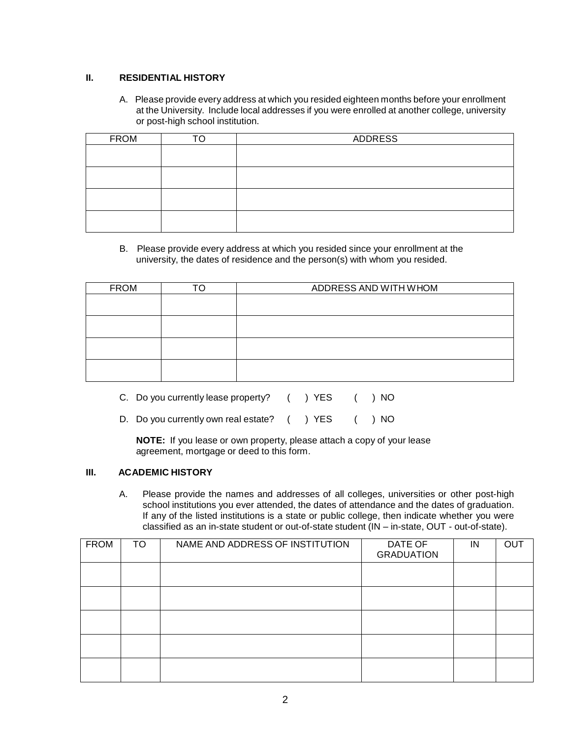## II. RESIDENTIAL HISTORY

A. Please provide every address at which you resided eighteen months before your enrollment at the University. Include local addresses if you were enrolled at another college, university or post-high school institution.

| FROM | TO | ADDRESS |
|---|---|---|
| | | |
| | | |
| | | |
| | | |

B. Please provide every address at which you resided since your enrollment at the university, the dates of residence and the person(s) with whom you resided.

| FROM | TO | ADDRESS AND WITH WHOM |
|---|---|---|
| | | |
| | | |
| | | |
| | | |

C. Do you currently lease property? ( ) YES ( ) NO

D. Do you currently own real estate? ( ) YES ( ) NO

**NOTE:** If you lease or own property, please attach a copy of your lease agreement, mortgage or deed to this form.

## III. ACADEMIC HISTORY

A. Please provide the names and addresses of all colleges, universities or other post-high school institutions you ever attended, the dates of attendance and the dates of graduation. If any of the listed institutions is a state or public college, then indicate whether you were classified as an in-state student or out-of-state student (IN – in-state, OUT - out-of-state).

| FROM | TO | NAME AND ADDRESS OF INSTITUTION | DATE OF GRADUATION | IN | OUT |
|---|---|---|---|---|---|
| | | | | | |
| | | | | | |
| | | | | | |
| | | | | | |
| | | | | | |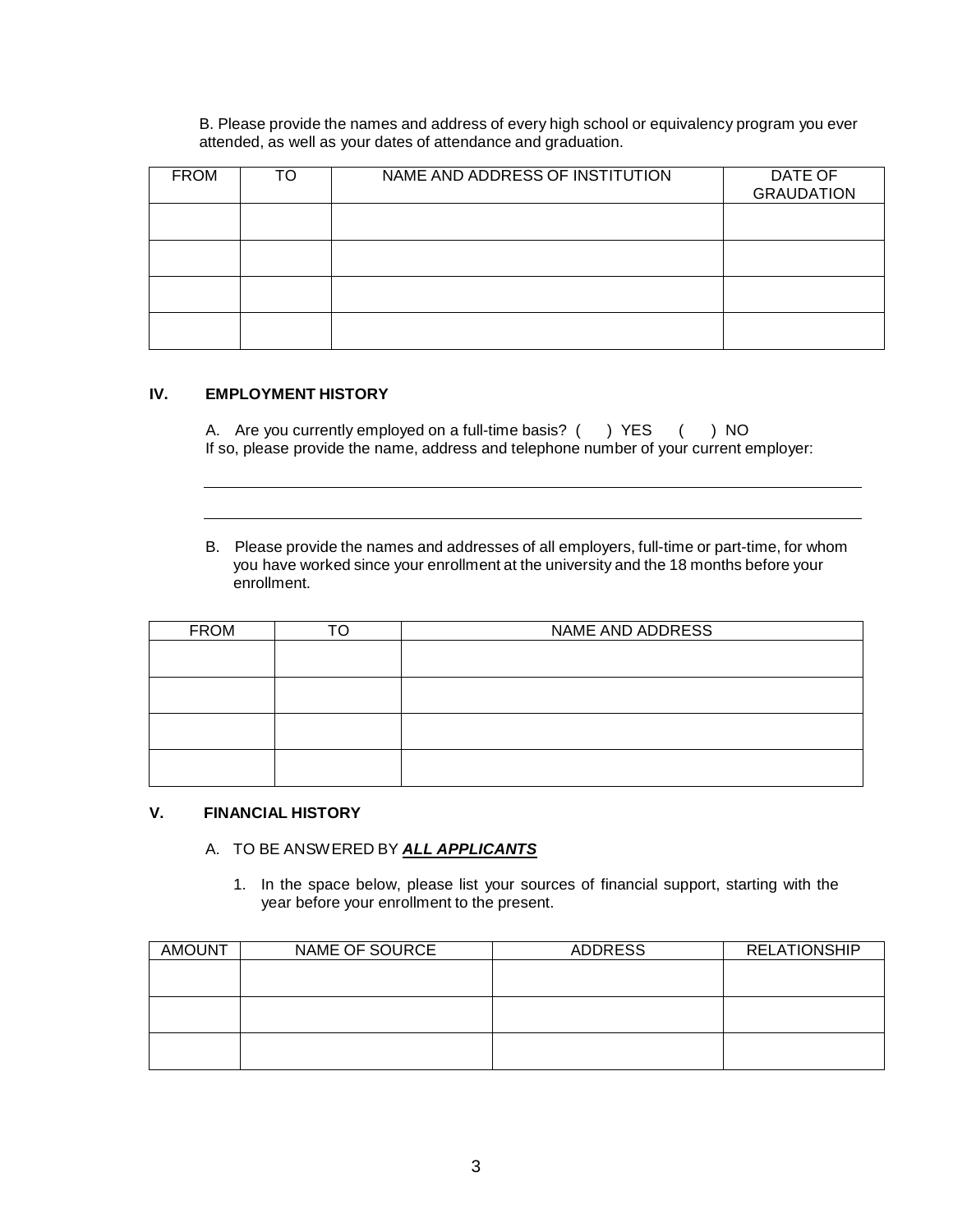B. Please provide the names and address of every high school or equivalency program you ever attended, as well as your dates of attendance and graduation.

| FROM | TO | NAME AND ADDRESS OF INSTITUTION | DATE OF GRAUDATION |
|---|---|---|---|
| | | | |
| | | | |
| | | | |
| | | | |

## IV. EMPLOYMENT HISTORY

A. Are you currently employed on a full-time basis? ( ) YES ( ) NO
If so, please provide the name, address and telephone number of your current employer:

\_\_\_\_\_\_\_\_\_\_\_\_\_\_\_\_\_\_\_\_\_\_\_\_\_\_\_\_\_\_\_\_\_\_\_\_\_\_\_\_\_\_\_\_\_\_\_\_\_\_\_\_\_\_\_\_\_\_\_\_\_\_\_\_\_\_\_\_\_\_

\_\_\_\_\_\_\_\_\_\_\_\_\_\_\_\_\_\_\_\_\_\_\_\_\_\_\_\_\_\_\_\_\_\_\_\_\_\_\_\_\_\_\_\_\_\_\_\_\_\_\_\_\_\_\_\_\_\_\_\_\_\_\_\_\_\_\_\_\_\_

B. Please provide the names and addresses of all employers, full-time or part-time, for whom you have worked since your enrollment at the university and the 18 months before your enrollment.

| FROM | TO | NAME AND ADDRESS |
|---|---|---|
| | | |
| | | |
| | | |
| | | |

## V. FINANCIAL HISTORY

A. TO BE ANSWERED BY ***ALL APPLICANTS***

1. In the space below, please list your sources of financial support, starting with the year before your enrollment to the present.

| AMOUNT | NAME OF SOURCE | ADDRESS | RELATIONSHIP |
|---|---|---|---|
| | | | |
| | | | |
| | | | |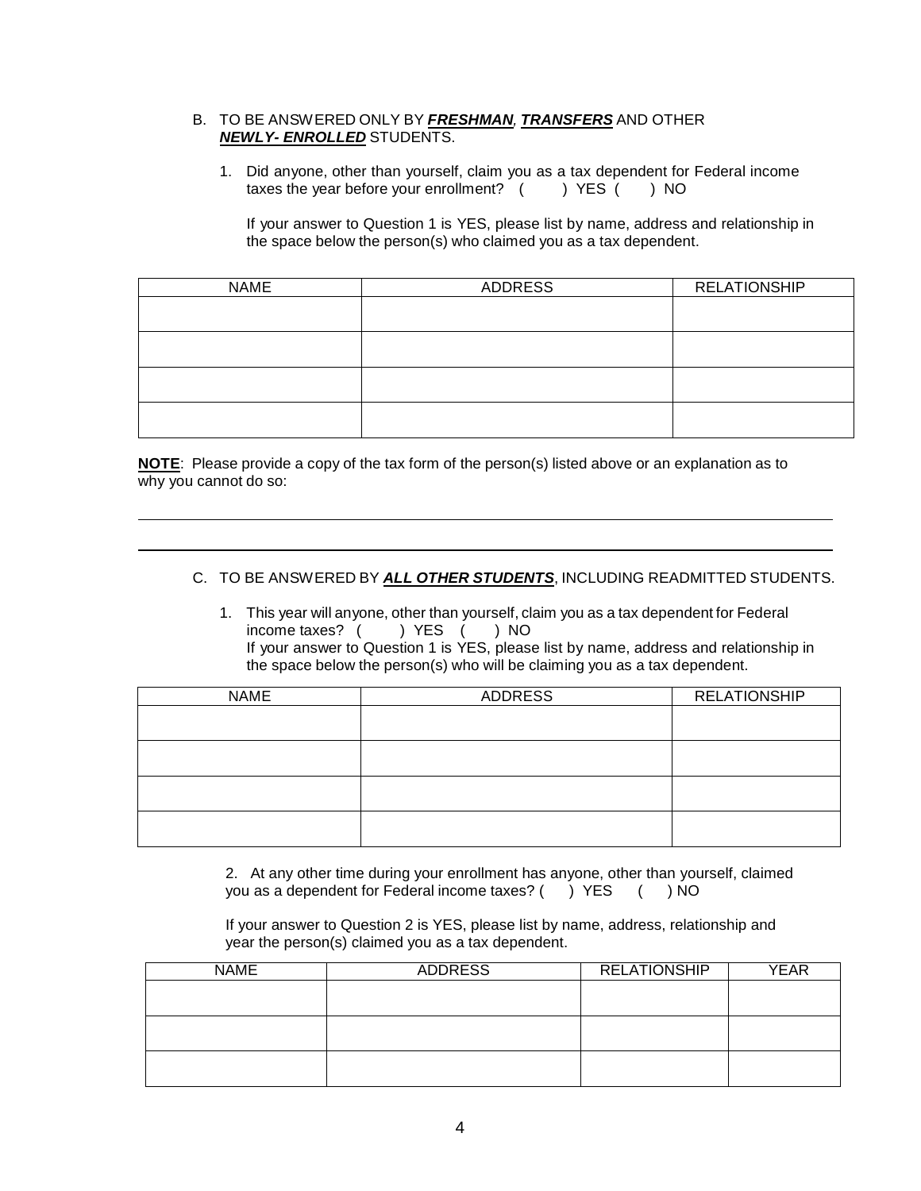B. TO BE ANSWERED ONLY BY ***FRESHMAN***, ***TRANSFERS*** AND OTHER ***NEWLY- ENROLLED*** STUDENTS.

1. Did anyone, other than yourself, claim you as a tax dependent for Federal income taxes the year before your enrollment? (    ) YES (    ) NO

   If your answer to Question 1 is YES, please list by name, address and relationship in the space below the person(s) who claimed you as a tax dependent.

| NAME | ADDRESS | RELATIONSHIP |
|---|---|---|
| | | |
| | | |
| | | |
| | | |

**NOTE**: Please provide a copy of the tax form of the person(s) listed above or an explanation as to why you cannot do so:

______________________________________________________________________________

______________________________________________________________________________

C. TO BE ANSWERED BY ***ALL OTHER STUDENTS***, INCLUDING READMITTED STUDENTS.

1. This year will anyone, other than yourself, claim you as a tax dependent for Federal income taxes? (    ) YES (    ) NO
   If your answer to Question 1 is YES, please list by name, address and relationship in the space below the person(s) who will be claiming you as a tax dependent.

| NAME | ADDRESS | RELATIONSHIP |
|---|---|---|
| | | |
| | | |
| | | |
| | | |

2. At any other time during your enrollment has anyone, other than yourself, claimed you as a dependent for Federal income taxes? (    ) YES (    ) NO

   If your answer to Question 2 is YES, please list by name, address, relationship and year the person(s) claimed you as a tax dependent.

| NAME | ADDRESS | RELATIONSHIP | YEAR |
|---|---|---|---|
| | | | |
| | | | |
| | | | |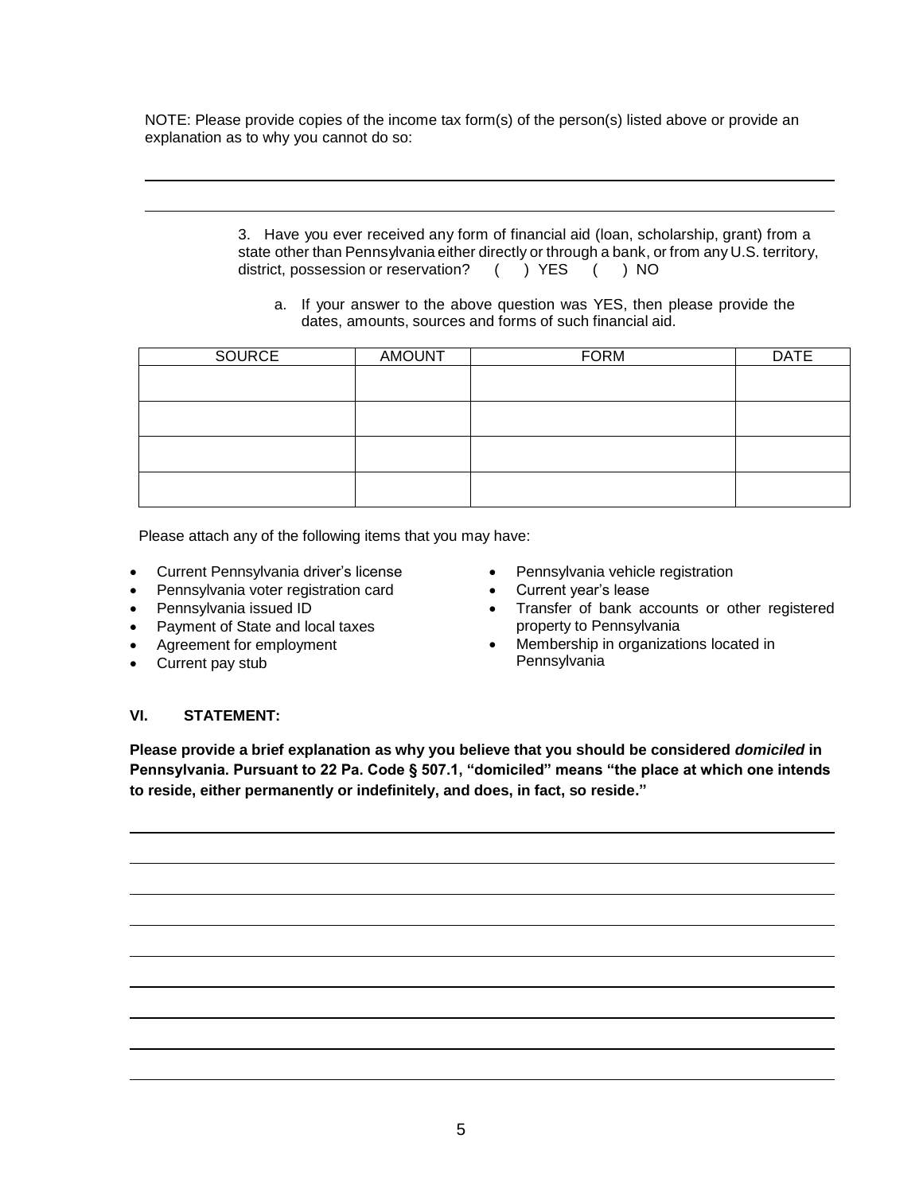NOTE: Please provide copies of the income tax form(s) of the person(s) listed above or provide an explanation as to why you cannot do so:

______________________________________________________________________________

______________________________________________________________________________

3. Have you ever received any form of financial aid (loan, scholarship, grant) from a state other than Pennsylvania either directly or through a bank, or from any U.S. territory, district, possession or reservation? ( ) YES ( ) NO

   a. If your answer to the above question was YES, then please provide the dates, amounts, sources and forms of such financial aid.

| SOURCE | AMOUNT | FORM | DATE |
|---|---|---|---|
| | | | |
| | | | |
| | | | |
| | | | |

Please attach any of the following items that you may have:

- Current Pennsylvania driver's license
- Pennsylvania voter registration card
- Pennsylvania issued ID
- Payment of State and local taxes
- Agreement for employment
- Current pay stub
- Pennsylvania vehicle registration
- Current year's lease
- Transfer of bank accounts or other registered property to Pennsylvania
- Membership in organizations located in Pennsylvania

## VI. STATEMENT:

**Please provide a brief explanation as why you believe that you should be considered *domiciled* in Pennsylvania. Pursuant to 22 Pa. Code § 507.1, "domiciled" means "the place at which one intends to reside, either permanently or indefinitely, and does, in fact, so reside."**

______________________________________________________________________________

______________________________________________________________________________

______________________________________________________________________________

______________________________________________________________________________

______________________________________________________________________________

______________________________________________________________________________

______________________________________________________________________________

______________________________________________________________________________

______________________________________________________________________________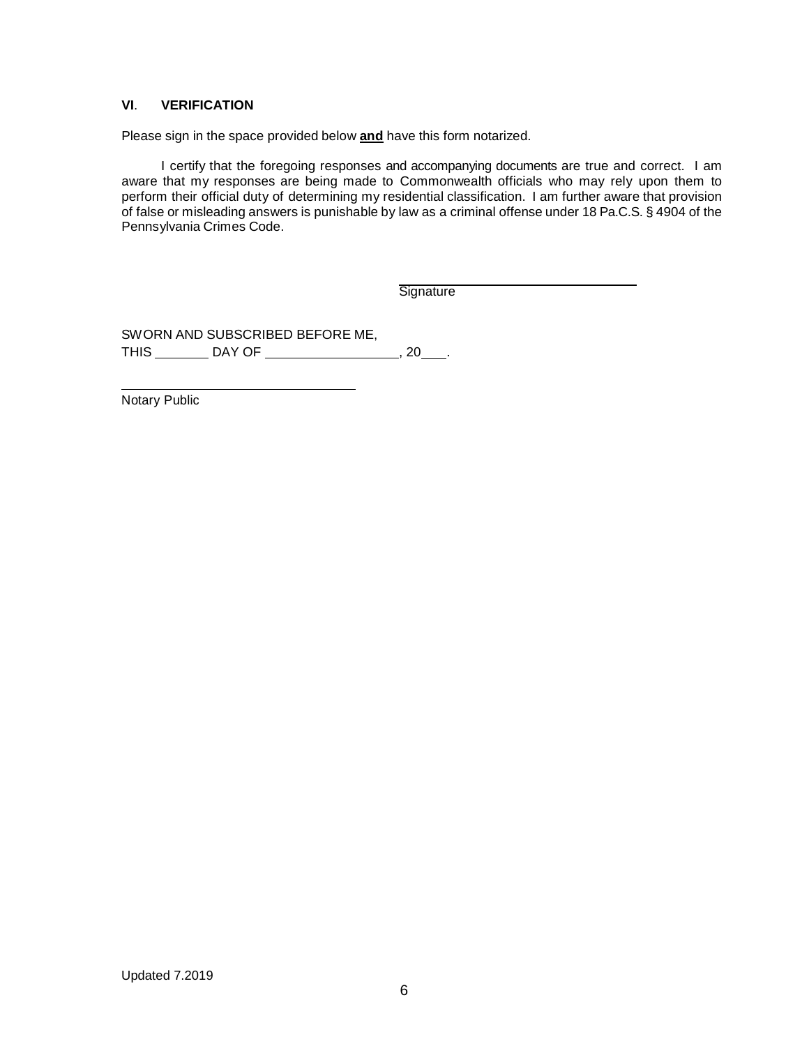## VI. VERIFICATION

Please sign in the space provided below **and** have this form notarized.

I certify that the foregoing responses and accompanying documents are true and correct. I am aware that my responses are being made to Commonwealth officials who may rely upon them to perform their official duty of determining my residential classification. I am further aware that provision of false or misleading answers is punishable by law as a criminal offense under 18 Pa.C.S. § 4904 of the Pennsylvania Crimes Code.

\_\_\_\_\_\_\_\_\_\_\_\_\_\_\_\_\_\_\_\_\_\_\_\_\_\_\_\_\_\_\_\_
Signature

SWORN AND SUBSCRIBED BEFORE ME,
THIS \_\_\_\_\_\_\_ DAY OF \_\_\_\_\_\_\_\_\_\_\_\_\_\_\_\_\_, 20\_\_\_.

\_\_\_\_\_\_\_\_\_\_\_\_\_\_\_\_\_\_\_\_\_\_\_\_\_\_\_\_\_\_\_\_
Notary Public

Updated 7.2019